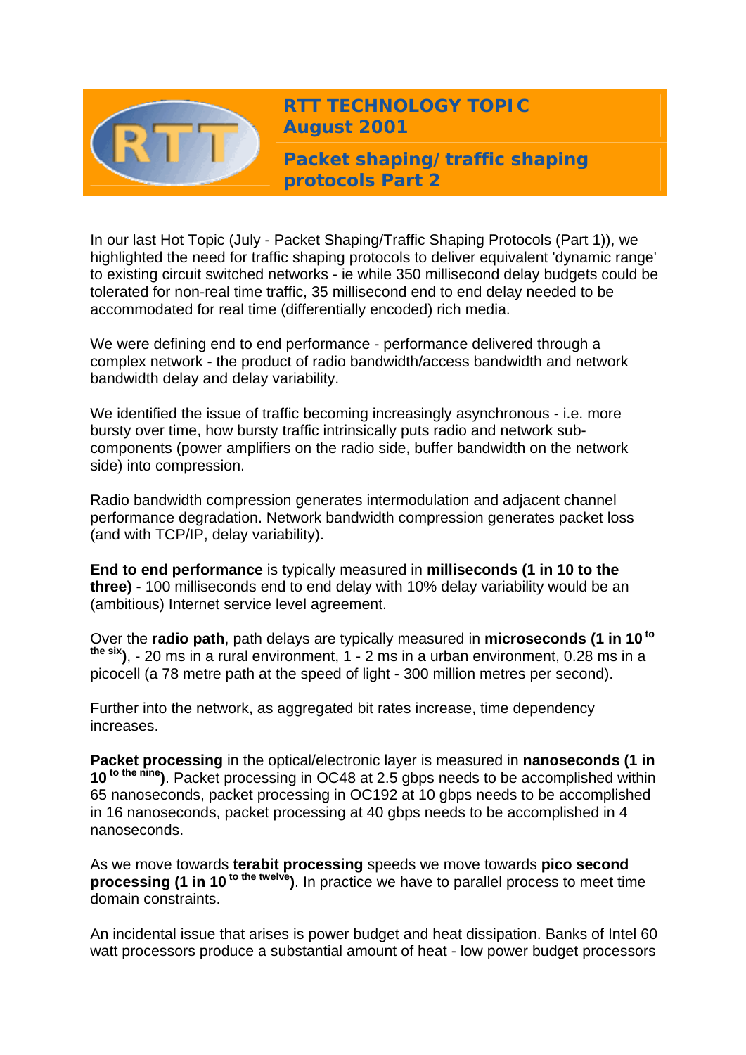# RTT TECHNOLOGY TOPIC
## August 2001

## Packet shaping/traffic shaping protocols Part 2

In our last Hot Topic (July - Packet Shaping/Traffic Shaping Protocols (Part 1)), we highlighted the need for traffic shaping protocols to deliver equivalent 'dynamic range' to existing circuit switched networks - ie while 350 millisecond delay budgets could be tolerated for non-real time traffic, 35 millisecond end to end delay needed to be accommodated for real time (differentially encoded) rich media.

We were defining end to end performance - performance delivered through a complex network - the product of radio bandwidth/access bandwidth and network bandwidth delay and delay variability.

We identified the issue of traffic becoming increasingly asynchronous - i.e. more bursty over time, how bursty traffic intrinsically puts radio and network sub-components (power amplifiers on the radio side, buffer bandwidth on the network side) into compression.

Radio bandwidth compression generates intermodulation and adjacent channel performance degradation. Network bandwidth compression generates packet loss (and with TCP/IP, delay variability).

**End to end performance** is typically measured in **milliseconds (1 in 10 to the three)** - 100 milliseconds end to end delay with 10% delay variability would be an (ambitious) Internet service level agreement.

Over the **radio path**, path delays are typically measured in **microseconds (1 in 10 $^{\text{to the six}}$)**, - 20 ms in a rural environment, 1 - 2 ms in a urban environment, 0.28 ms in a picocell (a 78 metre path at the speed of light - 300 million metres per second).

Further into the network, as aggregated bit rates increase, time dependency increases.

**Packet processing** in the optical/electronic layer is measured in **nanoseconds (1 in 10 $^{\text{to the nine}}$)**. Packet processing in OC48 at 2.5 gbps needs to be accomplished within 65 nanoseconds, packet processing in OC192 at 10 gbps needs to be accomplished in 16 nanoseconds, packet processing at 40 gbps needs to be accomplished in 4 nanoseconds.

As we move towards **terabit processing** speeds we move towards **pico second processing (1 in 10 $^{\text{to the twelve}}$)**. In practice we have to parallel process to meet time domain constraints.

An incidental issue that arises is power budget and heat dissipation. Banks of Intel 60 watt processors produce a substantial amount of heat - low power budget processors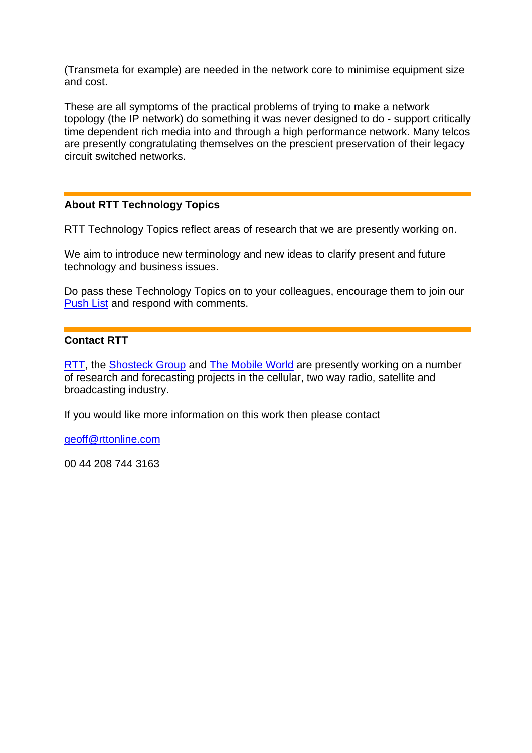(Transmeta for example) are needed in the network core to minimise equipment size and cost.

These are all symptoms of the practical problems of trying to make a network topology (the IP network) do something it was never designed to do - support critically time dependent rich media into and through a high performance network. Many telcos are presently congratulating themselves on the prescient preservation of their legacy circuit switched networks.

---

**About RTT Technology Topics**

RTT Technology Topics reflect areas of research that we are presently working on.

We aim to introduce new terminology and new ideas to clarify present and future technology and business issues.

Do pass these Technology Topics on to your colleagues, encourage them to join our Push List and respond with comments.

---

**Contact RTT**

RTT, the Shosteck Group and The Mobile World are presently working on a number of research and forecasting projects in the cellular, two way radio, satellite and broadcasting industry.

If you would like more information on this work then please contact

geoff@rttonline.com

00 44 208 744 3163